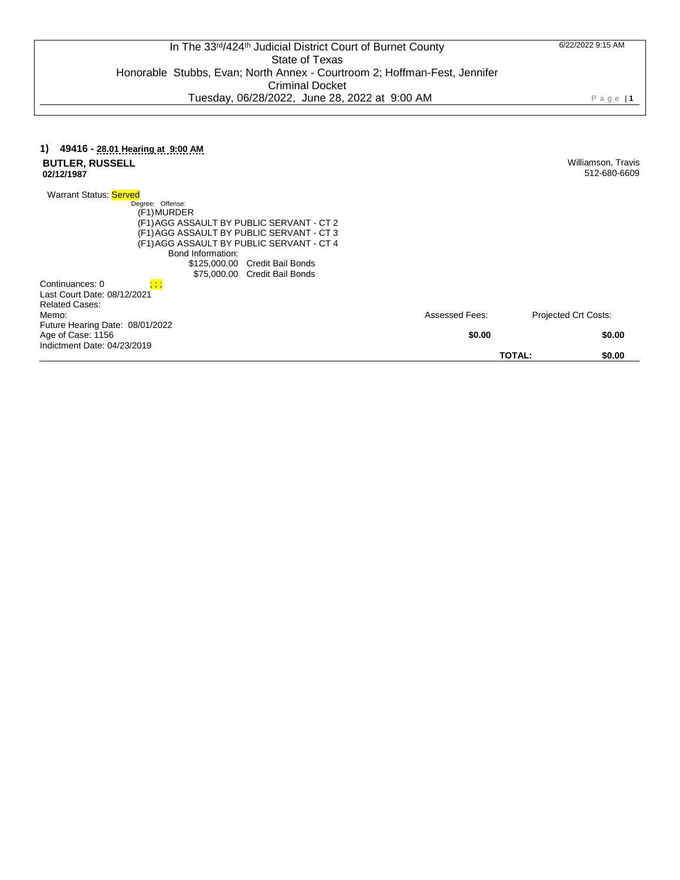In The 33rd/424th Judicial District Court of Burnet County
State of Texas
Honorable Stubbs, Evan; North Annex - Courtroom 2; Hoffman-Fest, Jennifer
Criminal Docket
Tuesday, 06/28/2022, June 28, 2022 at 9:00 AM

6/22/2022 9:15 AM

**1) 49416 - 28.01 Hearing at 9:00 AM**

**BUTLER, RUSSELL**
**02/12/1987**

Williamson, Travis
512-680-6609

Warrant Status: Served

Degree: Offense:
(F1) MURDER
(F1) AGG ASSAULT BY PUBLIC SERVANT - CT 2
(F1) AGG ASSAULT BY PUBLIC SERVANT - CT 3
(F1) AGG ASSAULT BY PUBLIC SERVANT - CT 4

Bond Information:
$125,000.00 Credit Bail Bonds
$75,000.00 Credit Bail Bonds

Continuances: 0 ; ; ;
Last Court Date: 08/12/2021
Related Cases:
Memo:
Future Hearing Date: 08/01/2022
Age of Case: 1156
Indictment Date: 04/23/2019

| Assessed Fees: | Projected Crt Costs: |
|---|---|
| **$0.00** | **$0.00** |
| **TOTAL:** | **$0.00** |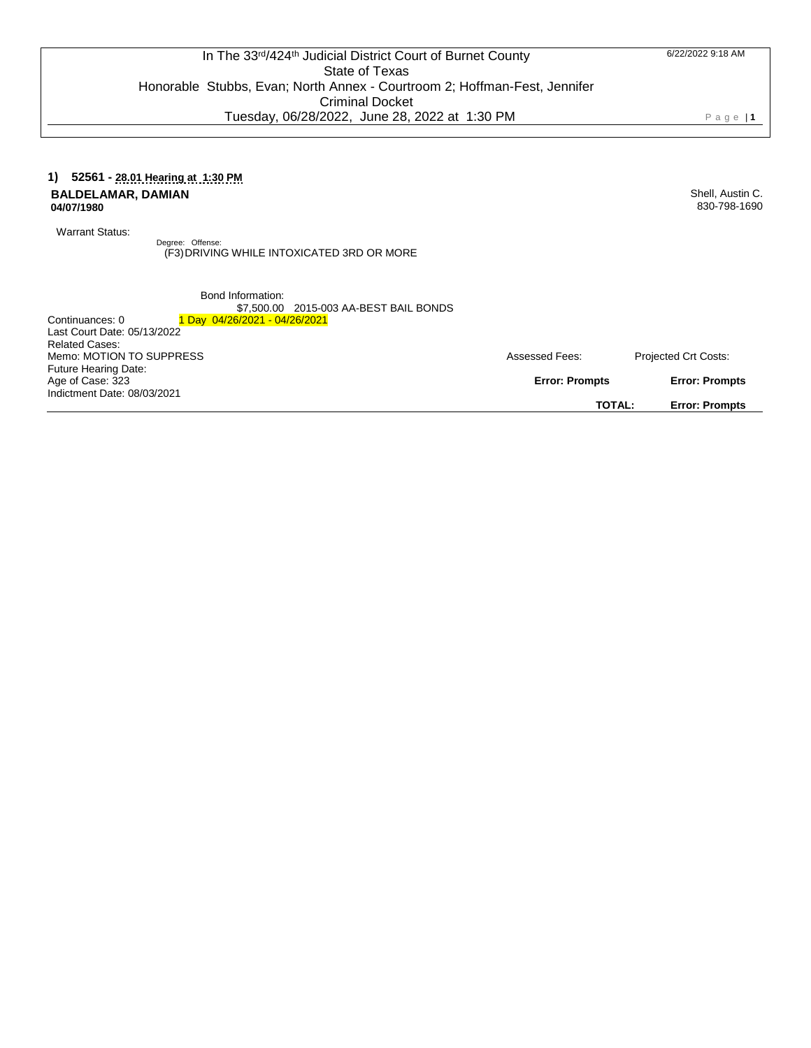In The 33rd/424th Judicial District Court of Burnet County
State of Texas
Honorable Stubbs, Evan; North Annex - Courtroom 2; Hoffman-Fest, Jennifer
Criminal Docket
Tuesday, 06/28/2022, June 28, 2022 at 1:30 PM

6/22/2022 9:18 AM

**1) 52561 - 28.01 Hearing at 1:30 PM**

**BALDELAMAR, DAMIAN**
**04/07/1980**

Shell, Austin C.
830-798-1690

Warrant Status:

Degree: Offense:
(F3) DRIVING WHILE INTOXICATED 3RD OR MORE

Bond Information:
$7,500.00 2015-003 AA-BEST BAIL BONDS
1 Day 04/26/2021 - 04/26/2021

Continuances: 0
Last Court Date: 05/13/2022
Related Cases:
Memo: MOTION TO SUPPRESS
Future Hearing Date:
Age of Case: 323
Indictment Date: 08/03/2021

| Assessed Fees: | Projected Crt Costs: |
|---|---|
| **Error: Prompts** | **Error: Prompts** |
| **TOTAL:** | **Error: Prompts** |